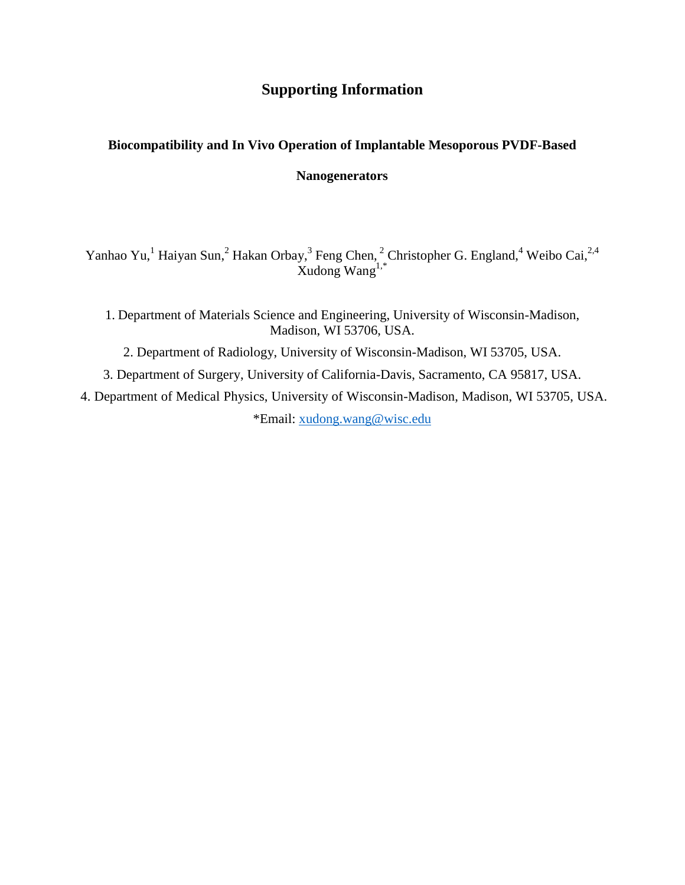# Supporting Information

## Biocompatibility and In Vivo Operation of Implantable Mesoporous PVDF-Based Nanogenerators

Yanhao Yu,[1] Haiyan Sun,[2] Hakan Orbay,[3] Feng Chen,[2] Christopher G. England,[4] Weibo Cai,[2,4] Xudong Wang[1,*]

1. Department of Materials Science and Engineering, University of Wisconsin-Madison, Madison, WI 53706, USA.

2. Department of Radiology, University of Wisconsin-Madison, WI 53705, USA.

3. Department of Surgery, University of California-Davis, Sacramento, CA 95817, USA.

4. Department of Medical Physics, University of Wisconsin-Madison, Madison, WI 53705, USA.

*Email: xudong.wang@wisc.edu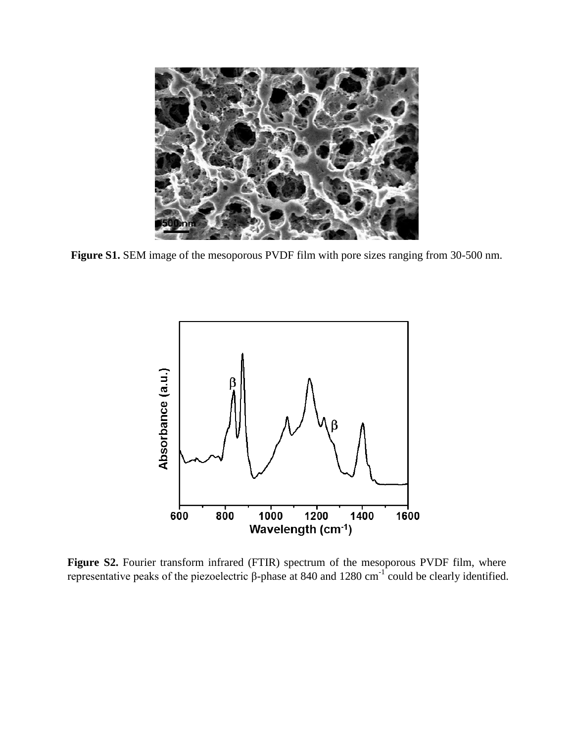**Figure S1.** SEM image of the mesoporous PVDF film with pore sizes ranging from 30-500 nm.

**Figure S2.** Fourier transform infrared (FTIR) spectrum of the mesoporous PVDF film, where representative peaks of the piezoelectric β-phase at 840 and 1280 $cm^{-1}$ could be clearly identified.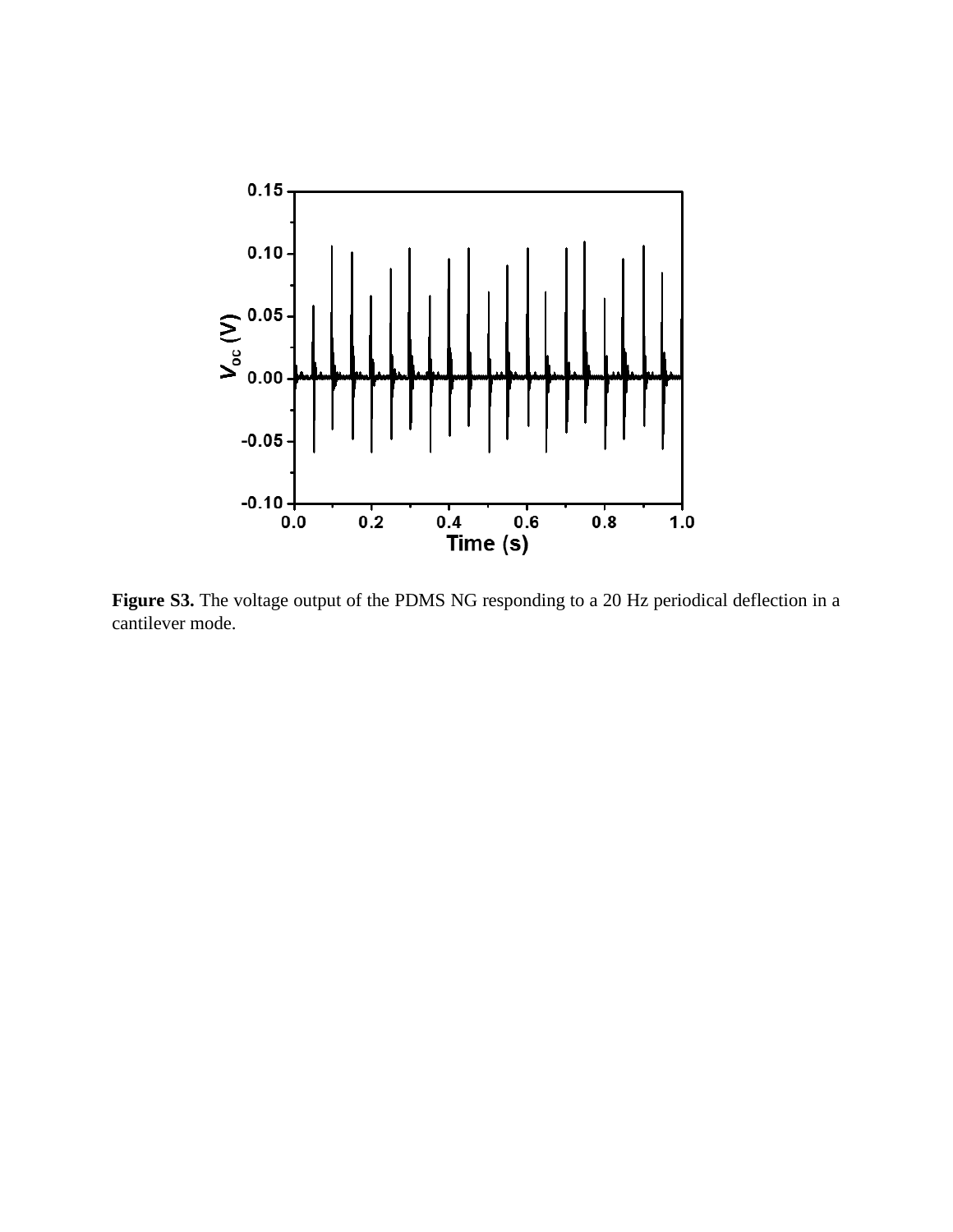**Figure S3.** The voltage output of the PDMS NG responding to a 20 Hz periodical deflection in a cantilever mode.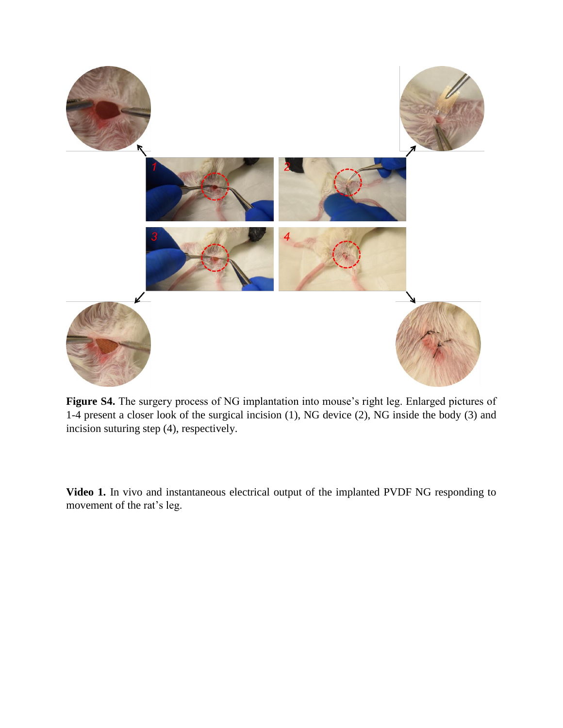**Figure S4.** The surgery process of NG implantation into mouse's right leg. Enlarged pictures of 1-4 present a closer look of the surgical incision (1), NG device (2), NG inside the body (3) and incision suturing step (4), respectively.

**Video 1.** In vivo and instantaneous electrical output of the implanted PVDF NG responding to movement of the rat's leg.